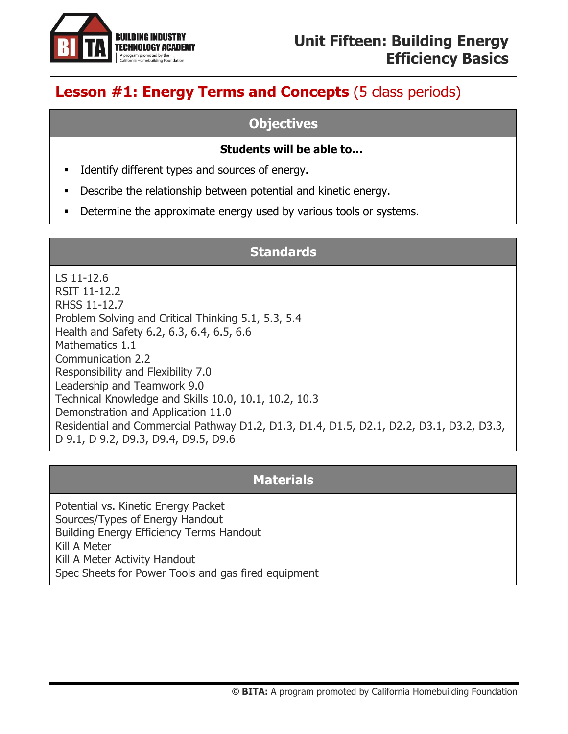# Unit Fifteen: Building Energy Efficiency Basics

## Lesson #1: Energy Terms and Concepts (5 class periods)

### Objectives

**Students will be able to…**

- Identify different types and sources of energy.
- Describe the relationship between potential and kinetic energy.
- Determine the approximate energy used by various tools or systems.

### Standards

LS 11-12.6
RSIT 11-12.2
RHSS 11-12.7
Problem Solving and Critical Thinking 5.1, 5.3, 5.4
Health and Safety 6.2, 6.3, 6.4, 6.5, 6.6
Mathematics 1.1
Communication 2.2
Responsibility and Flexibility 7.0
Leadership and Teamwork 9.0
Technical Knowledge and Skills 10.0, 10.1, 10.2, 10.3
Demonstration and Application 11.0
Residential and Commercial Pathway D1.2, D1.3, D1.4, D1.5, D2.1, D2.2, D3.1, D3.2, D3.3, D 9.1, D 9.2, D9.3, D9.4, D9.5, D9.6

### Materials

Potential vs. Kinetic Energy Packet
Sources/Types of Energy Handout
Building Energy Efficiency Terms Handout
Kill A Meter
Kill A Meter Activity Handout
Spec Sheets for Power Tools and gas fired equipment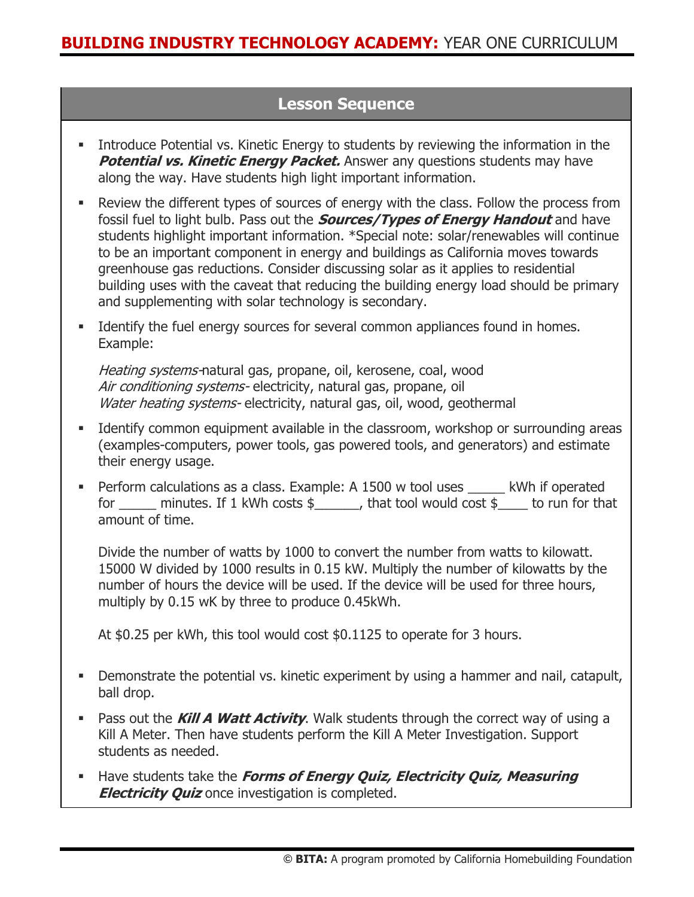## Lesson Sequence

- Introduce Potential vs. Kinetic Energy to students by reviewing the information in the ***Potential vs. Kinetic Energy Packet.*** Answer any questions students may have along the way. Have students high light important information.
- Review the different types of sources of energy with the class. Follow the process from fossil fuel to light bulb. Pass out the ***Sources/Types of Energy Handout*** and have students highlight important information. *Special note: solar/renewables will continue to be an important component in energy and buildings as California moves towards greenhouse gas reductions. Consider discussing solar as it applies to residential building uses with the caveat that reducing the building energy load should be primary and supplementing with solar technology is secondary.
- Identify the fuel energy sources for several common appliances found in homes. Example:

  *Heating systems*-natural gas, propane, oil, kerosene, coal, wood
  *Air conditioning systems*- electricity, natural gas, propane, oil
  *Water heating systems*- electricity, natural gas, oil, wood, geothermal

- Identify common equipment available in the classroom, workshop or surrounding areas (examples-computers, power tools, gas powered tools, and generators) and estimate their energy usage.
- Perform calculations as a class. Example: A 1500 w tool uses _____ kWh if operated for _____ minutes. If 1 kWh costs $______, that tool would cost $____ to run for that amount of time.

  Divide the number of watts by 1000 to convert the number from watts to kilowatt. 15000 W divided by 1000 results in 0.15 kW. Multiply the number of kilowatts by the number of hours the device will be used. If the device will be used for three hours, multiply by 0.15 wK by three to produce 0.45kWh.

  At $0.25 per kWh, this tool would cost $0.1125 to operate for 3 hours.

- Demonstrate the potential vs. kinetic experiment by using a hammer and nail, catapult, ball drop.
- Pass out the ***Kill A Watt Activity***. Walk students through the correct way of using a Kill A Meter. Then have students perform the Kill A Meter Investigation. Support students as needed.
- Have students take the ***Forms of Energy Quiz, Electricity Quiz, Measuring Electricity Quiz*** once investigation is completed.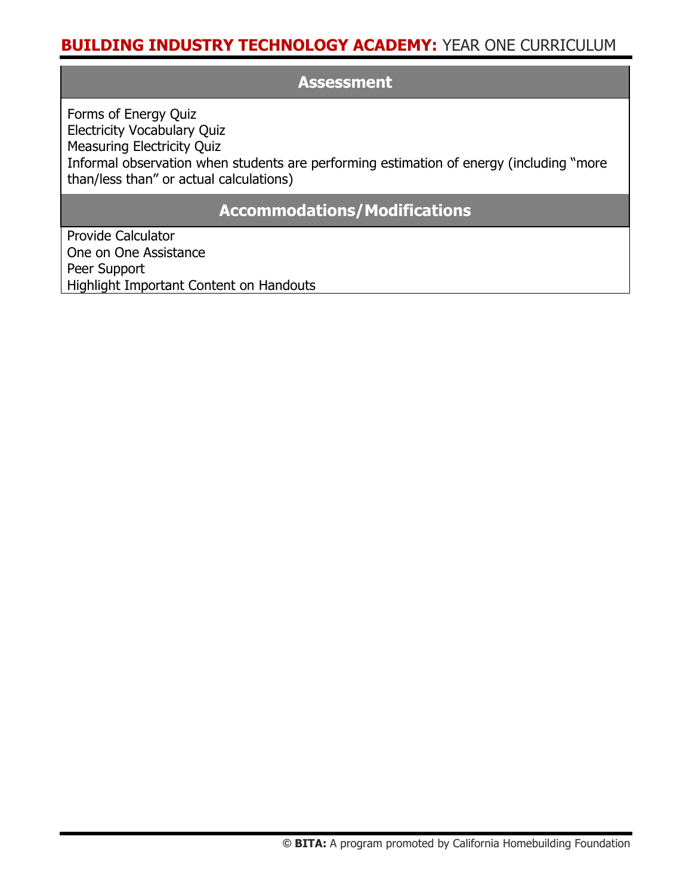## Assessment

Forms of Energy Quiz
Electricity Vocabulary Quiz
Measuring Electricity Quiz
Informal observation when students are performing estimation of energy (including "more than/less than" or actual calculations)

## Accommodations/Modifications

Provide Calculator
One on One Assistance
Peer Support
Highlight Important Content on Handouts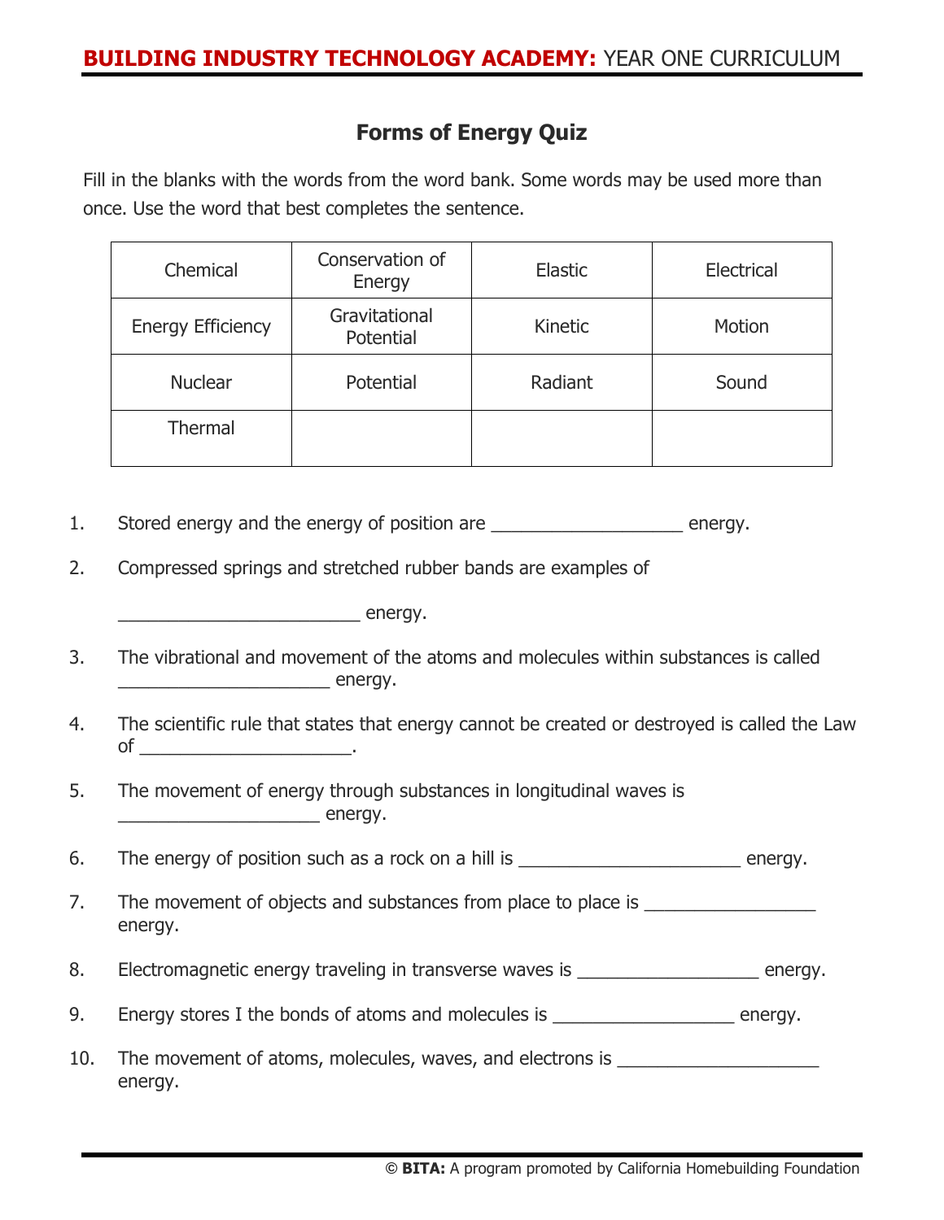## Forms of Energy Quiz

Fill in the blanks with the words from the word bank. Some words may be used more than once. Use the word that best completes the sentence.

| Chemical | Conservation of Energy | Elastic | Electrical |
|---|---|---|---|
| Energy Efficiency | Gravitational Potential | Kinetic | Motion |
| Nuclear | Potential | Radiant | Sound |
| Thermal | | | |

1. Stored energy and the energy of position are ___________________ energy.

2. Compressed springs and stretched rubber bands are examples of

   ________________________ energy.

3. The vibrational and movement of the atoms and molecules within substances is called _____________________ energy.

4. The scientific rule that states that energy cannot be created or destroyed is called the Law of _____________________.

5. The movement of energy through substances in longitudinal waves is ____________________ energy.

6. The energy of position such as a rock on a hill is ______________________ energy.

7. The movement of objects and substances from place to place is _________________ energy.

8. Electromagnetic energy traveling in transverse waves is __________________ energy.

9. Energy stores I the bonds of atoms and molecules is __________________ energy.

10. The movement of atoms, molecules, waves, and electrons is ____________________ energy.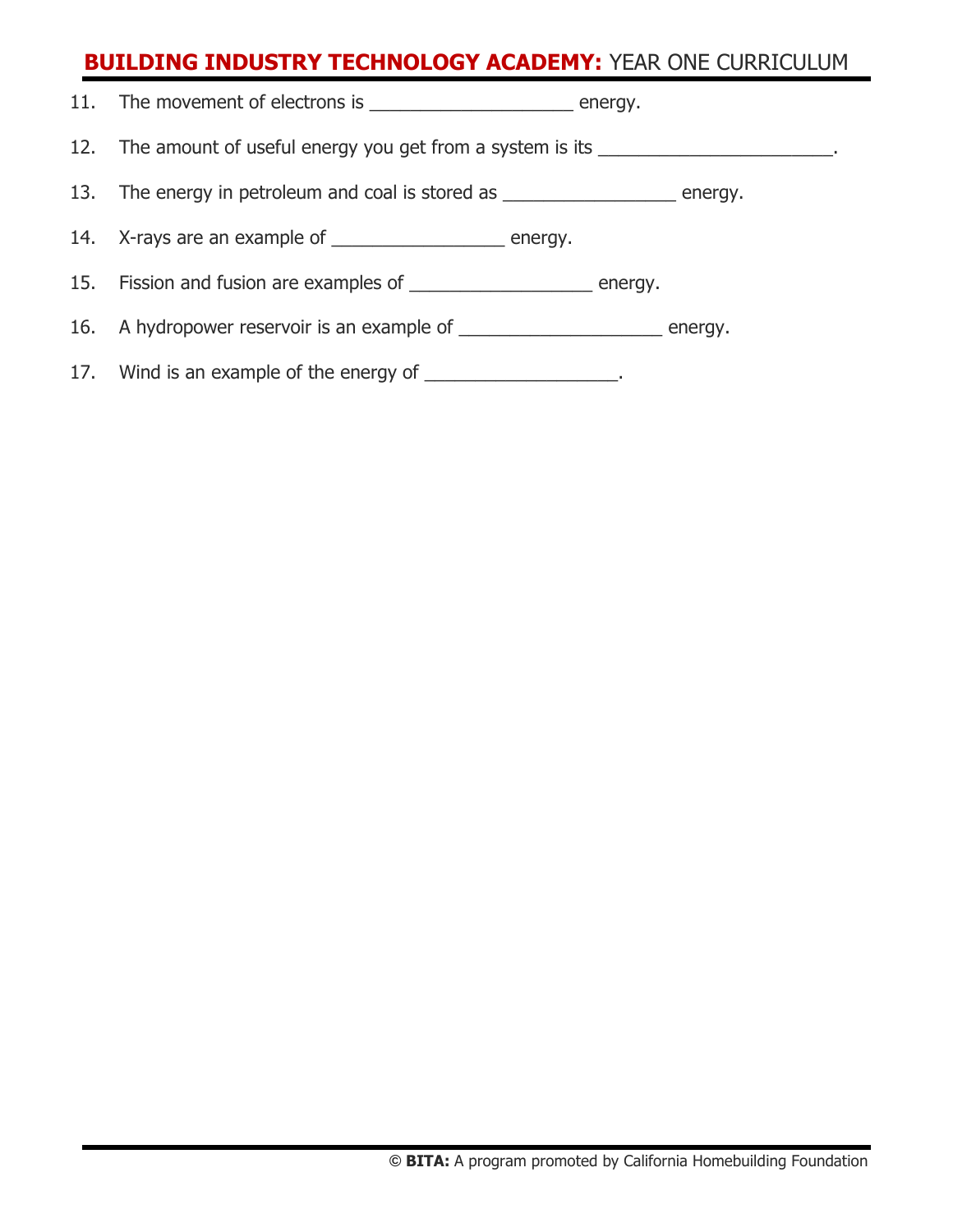11. The movement of electrons is ____________________ energy.

12. The amount of useful energy you get from a system is its _______________________.

13. The energy in petroleum and coal is stored as _________________ energy.

14. X-rays are an example of _________________ energy.

15. Fission and fusion are examples of __________________ energy.

16. A hydropower reservoir is an example of ____________________ energy.

17. Wind is an example of the energy of ___________________.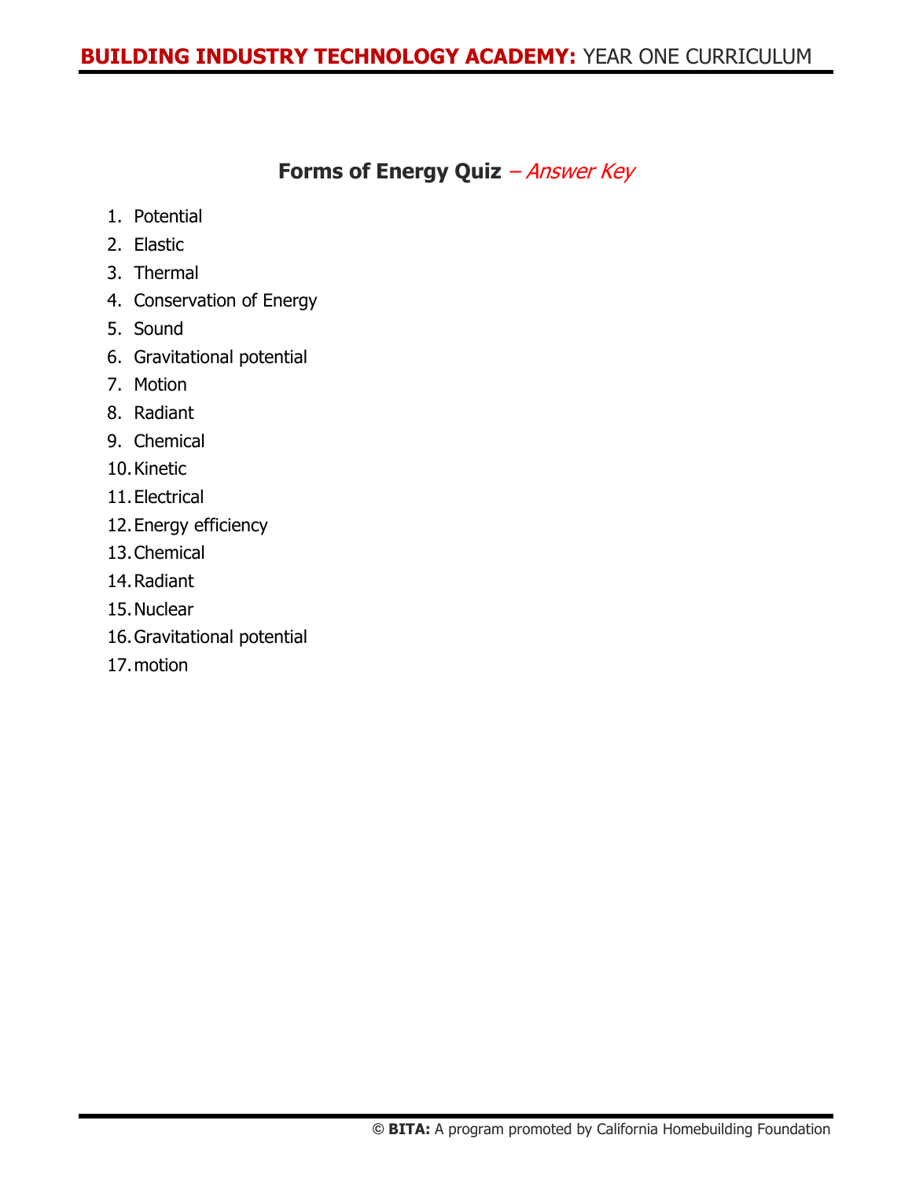## **Forms of Energy Quiz** *– Answer Key*

1. Potential
2. Elastic
3. Thermal
4. Conservation of Energy
5. Sound
6. Gravitational potential
7. Motion
8. Radiant
9. Chemical
10. Kinetic
11. Electrical
12. Energy efficiency
13. Chemical
14. Radiant
15. Nuclear
16. Gravitational potential
17. motion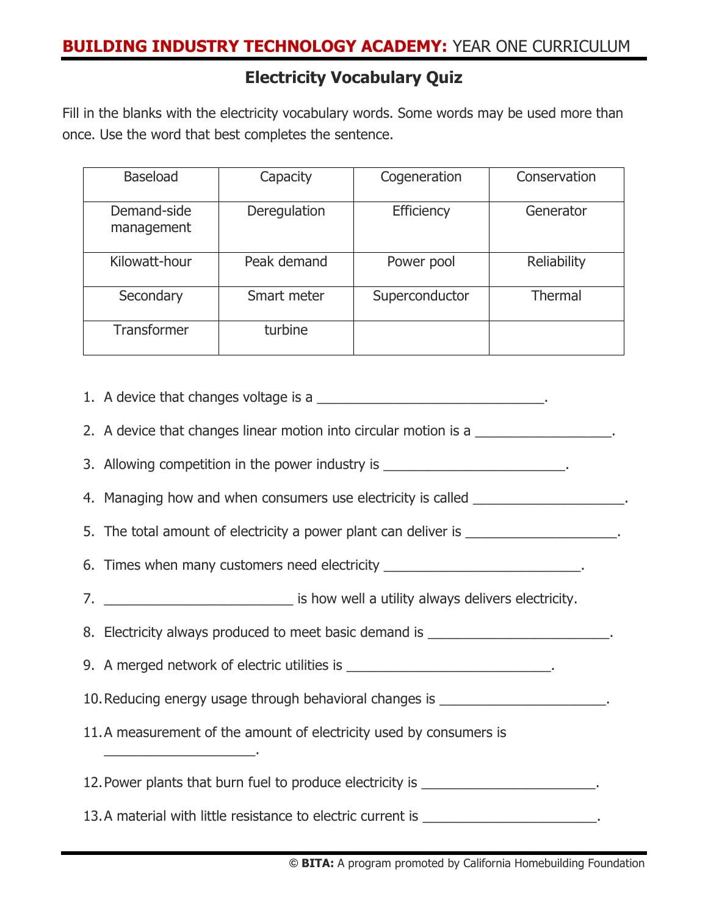## Electricity Vocabulary Quiz

Fill in the blanks with the electricity vocabulary words. Some words may be used more than once. Use the word that best completes the sentence.

| Baseload | Capacity | Cogeneration | Conservation |
|---|---|---|---|
| Demand-side management | Deregulation | Efficiency | Generator |
| Kilowatt-hour | Peak demand | Power pool | Reliability |
| Secondary | Smart meter | Superconductor | Thermal |
| Transformer | turbine | | |

1. A device that changes voltage is a ______________________________.
2. A device that changes linear motion into circular motion is a __________________.
3. Allowing competition in the power industry is ________________________.
4. Managing how and when consumers use electricity is called ____________________.
5. The total amount of electricity a power plant can deliver is ____________________.
6. Times when many customers need electricity __________________________.
7. _________________________ is how well a utility always delivers electricity.
8. Electricity always produced to meet basic demand is ________________________.
9. A merged network of electric utilities is ___________________________.
10. Reducing energy usage through behavioral changes is ______________________.
11. A measurement of the amount of electricity used by consumers is ____________________.
12. Power plants that burn fuel to produce electricity is _______________________.
13. A material with little resistance to electric current is _______________________.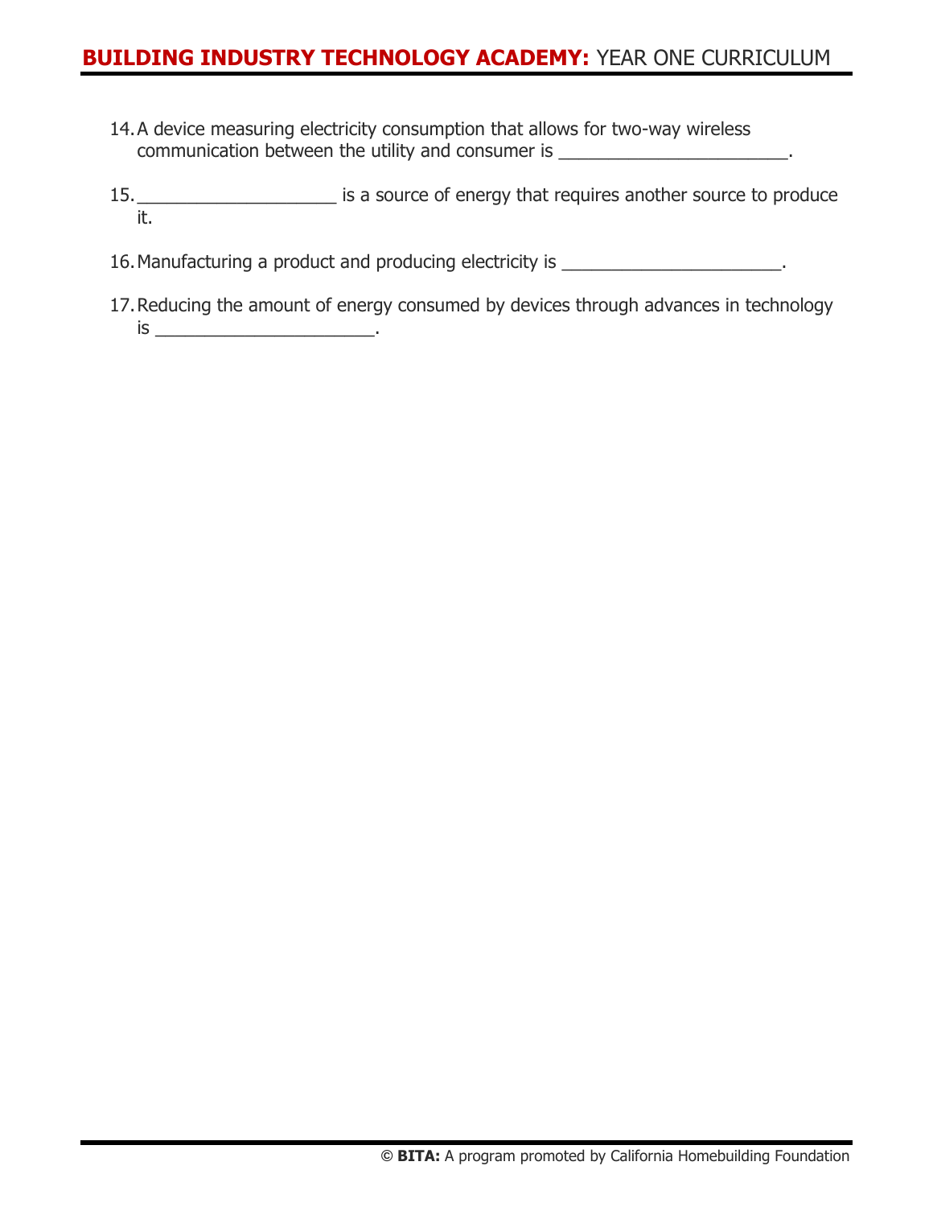14. A device measuring electricity consumption that allows for two-way wireless communication between the utility and consumer is _______________________.

15. ____________________ is a source of energy that requires another source to produce it.

16. Manufacturing a product and producing electricity is ______________________.

17. Reducing the amount of energy consumed by devices through advances in technology is ______________________.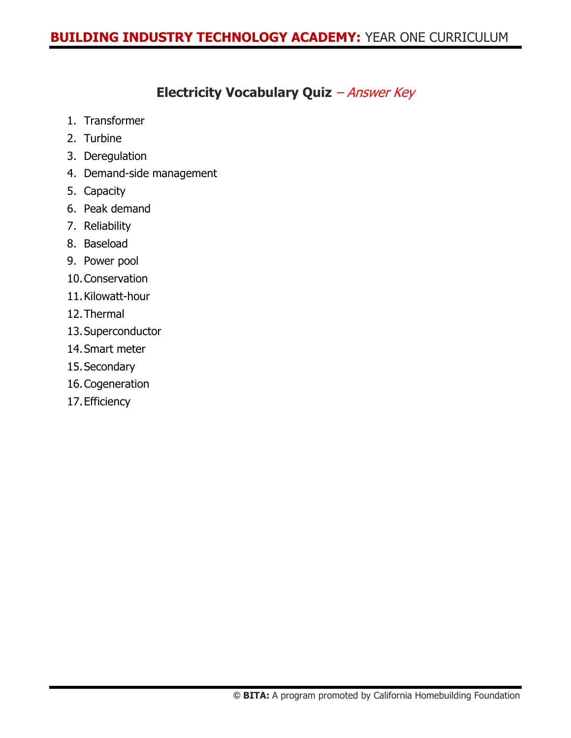## Electricity Vocabulary Quiz *– Answer Key*

1. Transformer
2. Turbine
3. Deregulation
4. Demand-side management
5. Capacity
6. Peak demand
7. Reliability
8. Baseload
9. Power pool
10. Conservation
11. Kilowatt-hour
12. Thermal
13. Superconductor
14. Smart meter
15. Secondary
16. Cogeneration
17. Efficiency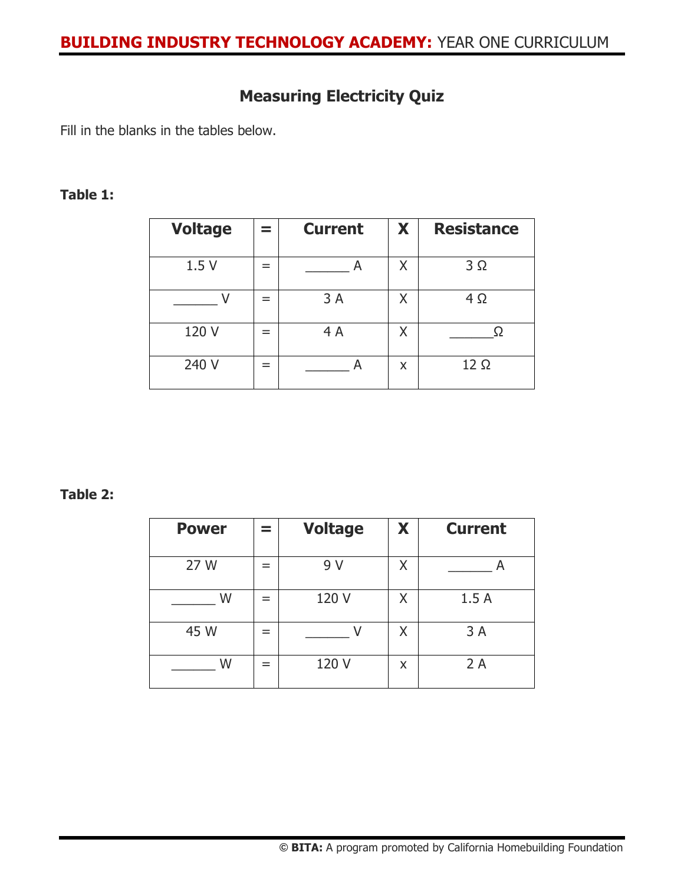## Measuring Electricity Quiz

Fill in the blanks in the tables below.

**Table 1:**

| Voltage | = | Current | X | Resistance |
|---|---|---|---|---|
| 1.5 V | = | ______ A | X | 3 Ω |
| ______ V | = | 3 A | X | 4 Ω |
| 120 V | = | 4 A | X | ______Ω |
| 240 V | = | ______ A | x | 12 Ω |

**Table 2:**

| Power | = | Voltage | X | Current |
|---|---|---|---|---|
| 27 W | = | 9 V | X | ______ A |
| ______ W | = | 120 V | X | 1.5 A |
| 45 W | = | ______ V | X | 3 A |
| ______ W | = | 120 V | x | 2 A |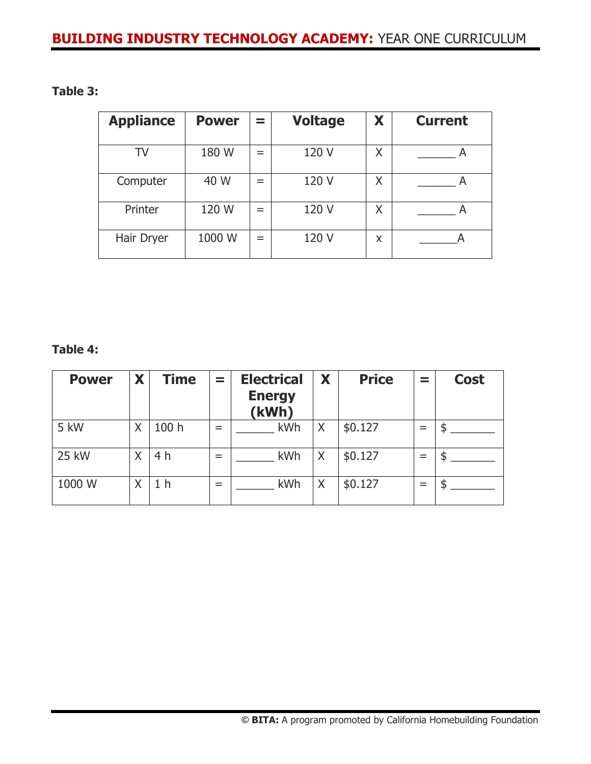**Table 3:**

| Appliance | Power | = | Voltage | X | Current |
|---|---|---|---|---|---|
| TV | 180 W | = | 120 V | X | ______ A |
| Computer | 40 W | = | 120 V | X | ______ A |
| Printer | 120 W | = | 120 V | X | ______ A |
| Hair Dryer | 1000 W | = | 120 V | x | ______A |

**Table 4:**

| Power | X | Time | = | Electrical Energy (kWh) | X | Price | = | Cost |
|---|---|---|---|---|---|---|---|---|
| 5 kW | X | 100 h | = | ______ kWh | X | $0.127 | = | $ _______ |
| 25 kW | X | 4 h | = | ______ kWh | X | $0.127 | = | $ _______ |
| 1000 W | X | 1 h | = | ______ kWh | X | $0.127 | = | $ _______ |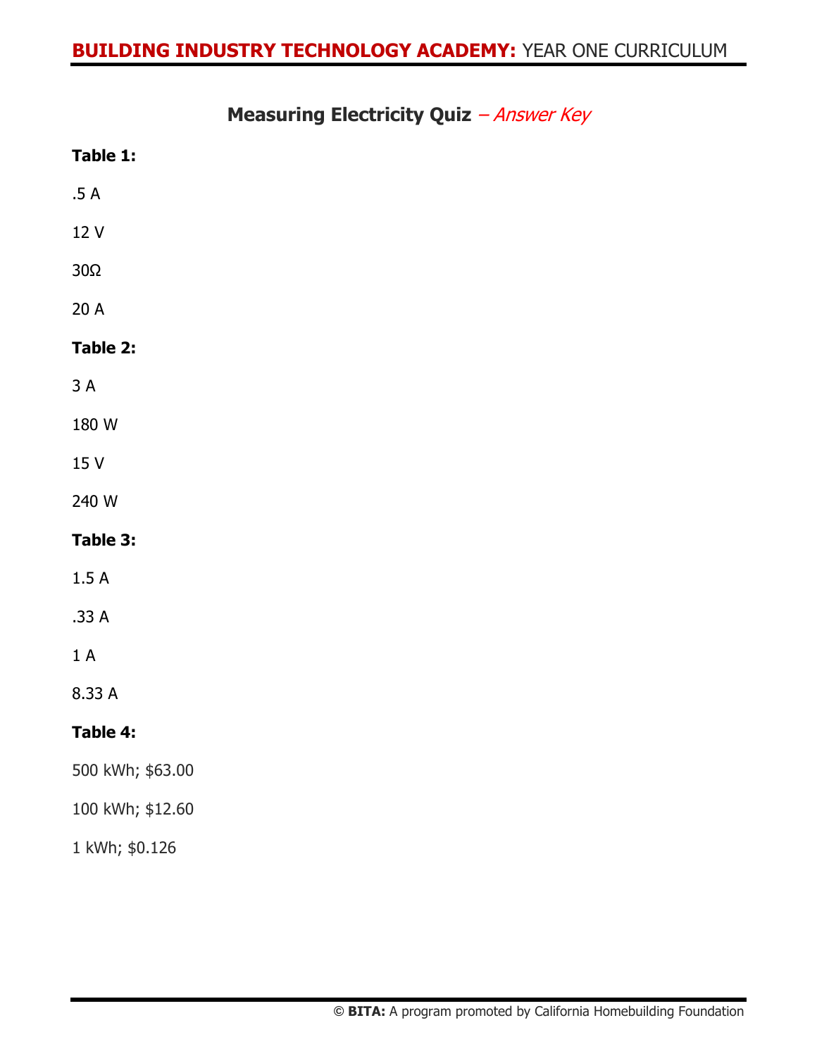# Measuring Electricity Quiz – *Answer Key*

**Table 1:**

.5 A

12 V

30Ω

20 A

**Table 2:**

3 A

180 W

15 V

240 W

**Table 3:**

1.5 A

.33 A

1 A

8.33 A

**Table 4:**

500 kWh; $63.00

100 kWh; $12.60

1 kWh; $0.126